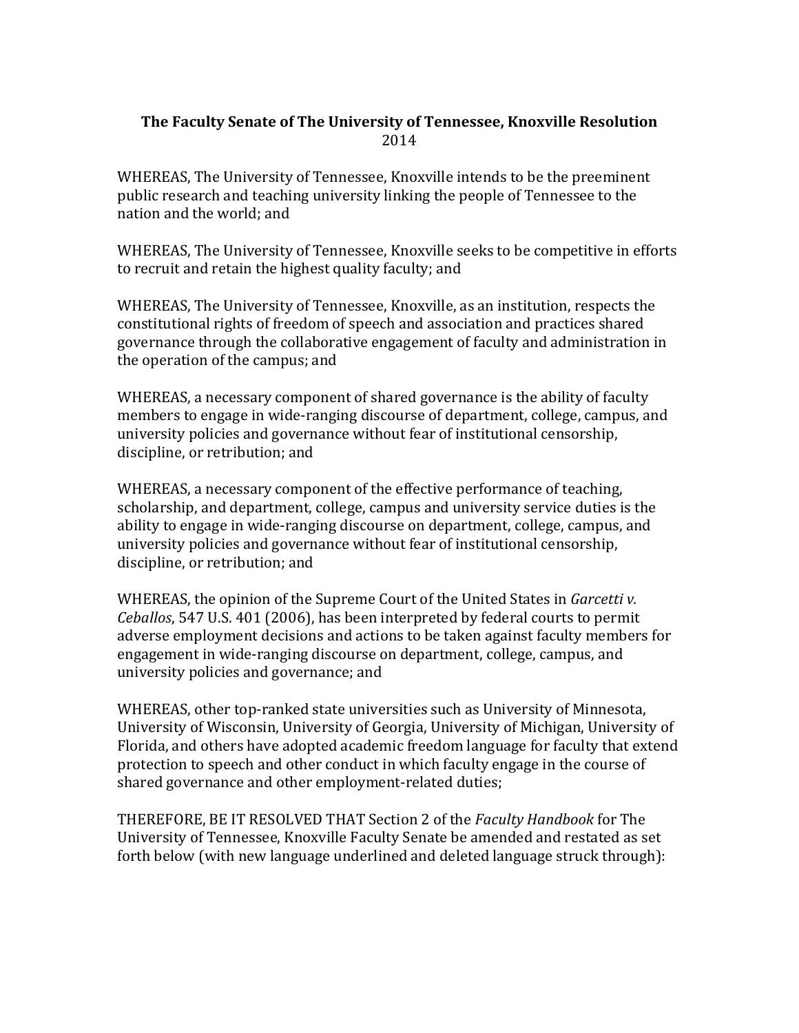**The Faculty Senate of The University of Tennessee, Knoxville Resolution**
2014

WHEREAS, The University of Tennessee, Knoxville intends to be the preeminent public research and teaching university linking the people of Tennessee to the nation and the world; and

WHEREAS, The University of Tennessee, Knoxville seeks to be competitive in efforts to recruit and retain the highest quality faculty; and

WHEREAS, The University of Tennessee, Knoxville, as an institution, respects the constitutional rights of freedom of speech and association and practices shared governance through the collaborative engagement of faculty and administration in the operation of the campus; and

WHEREAS, a necessary component of shared governance is the ability of faculty members to engage in wide-ranging discourse of department, college, campus, and university policies and governance without fear of institutional censorship, discipline, or retribution; and

WHEREAS, a necessary component of the effective performance of teaching, scholarship, and department, college, campus and university service duties is the ability to engage in wide-ranging discourse on department, college, campus, and university policies and governance without fear of institutional censorship, discipline, or retribution; and

WHEREAS, the opinion of the Supreme Court of the United States in *Garcetti v. Ceballos*, 547 U.S. 401 (2006), has been interpreted by federal courts to permit adverse employment decisions and actions to be taken against faculty members for engagement in wide-ranging discourse on department, college, campus, and university policies and governance; and

WHEREAS, other top-ranked state universities such as University of Minnesota, University of Wisconsin, University of Georgia, University of Michigan, University of Florida, and others have adopted academic freedom language for faculty that extend protection to speech and other conduct in which faculty engage in the course of shared governance and other employment-related duties;

THEREFORE, BE IT RESOLVED THAT Section 2 of the *Faculty Handbook* for The University of Tennessee, Knoxville Faculty Senate be amended and restated as set forth below (with new language underlined and deleted language struck through):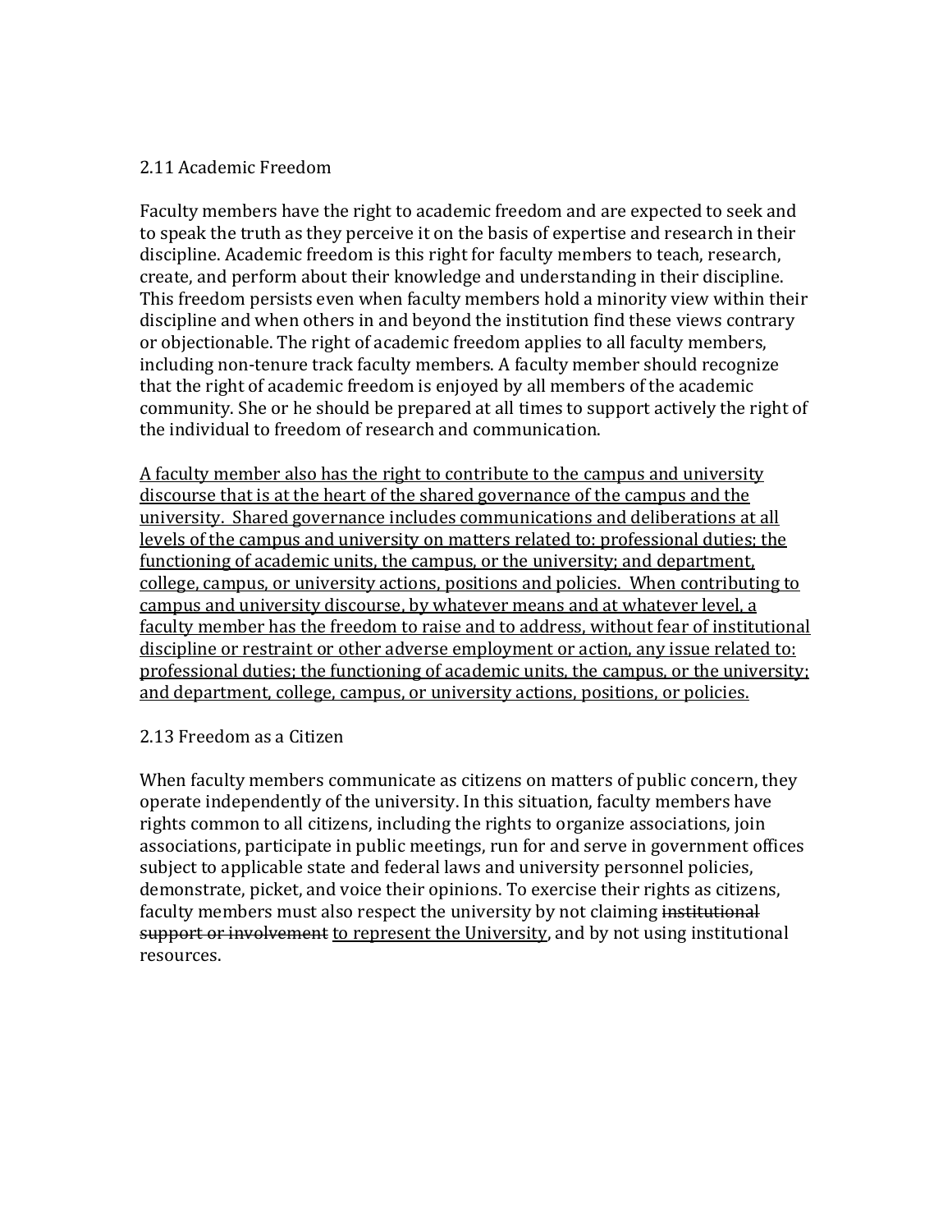## 2.11 Academic Freedom

Faculty members have the right to academic freedom and are expected to seek and to speak the truth as they perceive it on the basis of expertise and research in their discipline. Academic freedom is this right for faculty members to teach, research, create, and perform about their knowledge and understanding in their discipline. This freedom persists even when faculty members hold a minority view within their discipline and when others in and beyond the institution find these views contrary or objectionable. The right of academic freedom applies to all faculty members, including non-tenure track faculty members. A faculty member should recognize that the right of academic freedom is enjoyed by all members of the academic community. She or he should be prepared at all times to support actively the right of the individual to freedom of research and communication.

<u>A faculty member also has the right to contribute to the campus and university discourse that is at the heart of the shared governance of the campus and the university. Shared governance includes communications and deliberations at all levels of the campus and university on matters related to: professional duties; the functioning of academic units, the campus, or the university; and department, college, campus, or university actions, positions and policies. When contributing to campus and university discourse, by whatever means and at whatever level, a faculty member has the freedom to raise and to address, without fear of institutional discipline or restraint or other adverse employment or action, any issue related to: professional duties; the functioning of academic units, the campus, or the university; and department, college, campus, or university actions, positions, or policies.</u>

## 2.13 Freedom as a Citizen

When faculty members communicate as citizens on matters of public concern, they operate independently of the university. In this situation, faculty members have rights common to all citizens, including the rights to organize associations, join associations, participate in public meetings, run for and serve in government offices subject to applicable state and federal laws and university personnel policies, demonstrate, picket, and voice their opinions. To exercise their rights as citizens, faculty members must also respect the university by not claiming ~~institutional support or involvement~~ <u>to represent the University</u>, and by not using institutional resources.